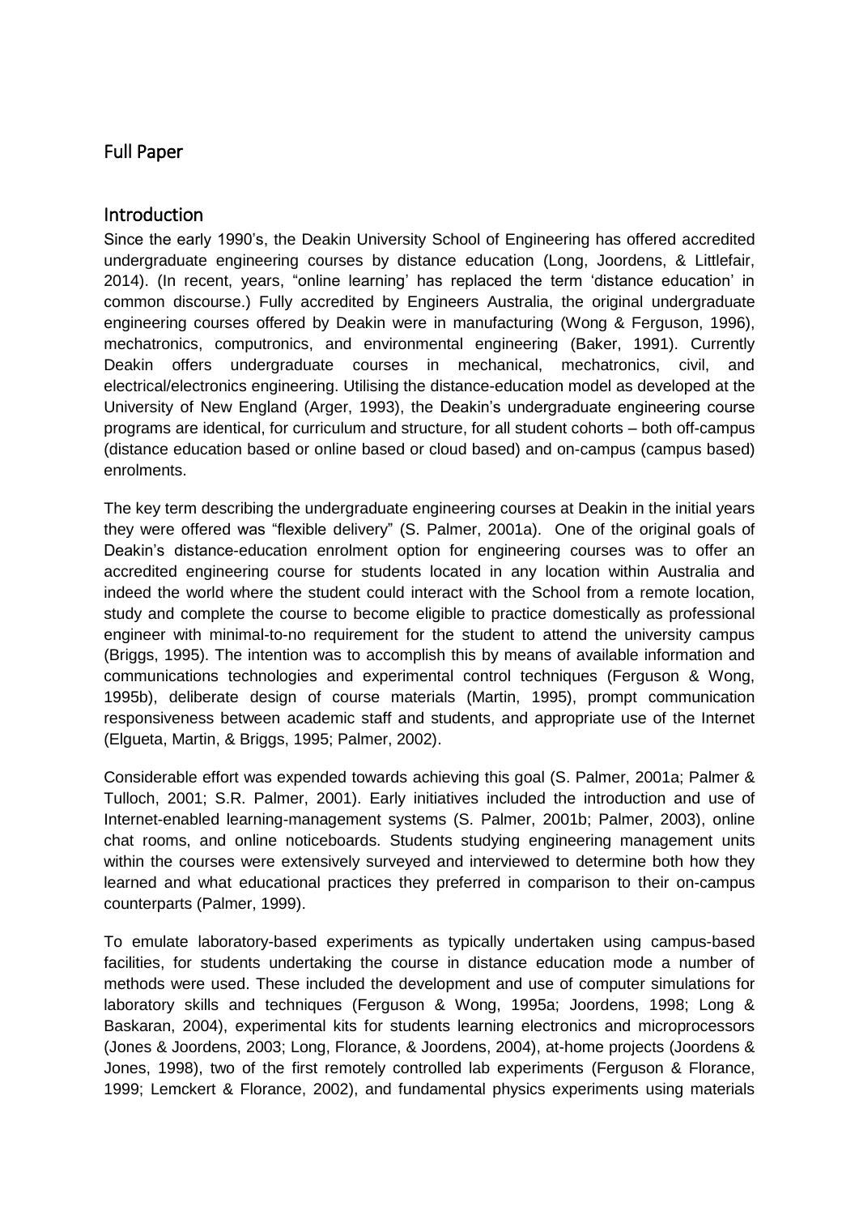## Full Paper

## Introduction

Since the early 1990's, the Deakin University School of Engineering has offered accredited undergraduate engineering courses by distance education (Long, Joordens, & Littlefair, 2014). (In recent, years, "online learning' has replaced the term 'distance education' in common discourse.) Fully accredited by Engineers Australia, the original undergraduate engineering courses offered by Deakin were in manufacturing (Wong & Ferguson, 1996), mechatronics, computronics, and environmental engineering (Baker, 1991). Currently Deakin offers undergraduate courses in mechanical, mechatronics, civil, and electrical/electronics engineering. Utilising the distance-education model as developed at the University of New England (Arger, 1993), the Deakin's undergraduate engineering course programs are identical, for curriculum and structure, for all student cohorts – both off-campus (distance education based or online based or cloud based) and on-campus (campus based) enrolments.

The key term describing the undergraduate engineering courses at Deakin in the initial years they were offered was "flexible delivery" (S. Palmer, 2001a). One of the original goals of Deakin's distance-education enrolment option for engineering courses was to offer an accredited engineering course for students located in any location within Australia and indeed the world where the student could interact with the School from a remote location, study and complete the course to become eligible to practice domestically as professional engineer with minimal-to-no requirement for the student to attend the university campus (Briggs, 1995). The intention was to accomplish this by means of available information and communications technologies and experimental control techniques (Ferguson & Wong, 1995b), deliberate design of course materials (Martin, 1995), prompt communication responsiveness between academic staff and students, and appropriate use of the Internet (Elgueta, Martin, & Briggs, 1995; Palmer, 2002).

Considerable effort was expended towards achieving this goal (S. Palmer, 2001a; Palmer & Tulloch, 2001; S.R. Palmer, 2001). Early initiatives included the introduction and use of Internet-enabled learning-management systems (S. Palmer, 2001b; Palmer, 2003), online chat rooms, and online noticeboards. Students studying engineering management units within the courses were extensively surveyed and interviewed to determine both how they learned and what educational practices they preferred in comparison to their on-campus counterparts (Palmer, 1999).

To emulate laboratory-based experiments as typically undertaken using campus-based facilities, for students undertaking the course in distance education mode a number of methods were used. These included the development and use of computer simulations for laboratory skills and techniques (Ferguson & Wong, 1995a; Joordens, 1998; Long & Baskaran, 2004), experimental kits for students learning electronics and microprocessors (Jones & Joordens, 2003; Long, Florance, & Joordens, 2004), at-home projects (Joordens & Jones, 1998), two of the first remotely controlled lab experiments (Ferguson & Florance, 1999; Lemckert & Florance, 2002), and fundamental physics experiments using materials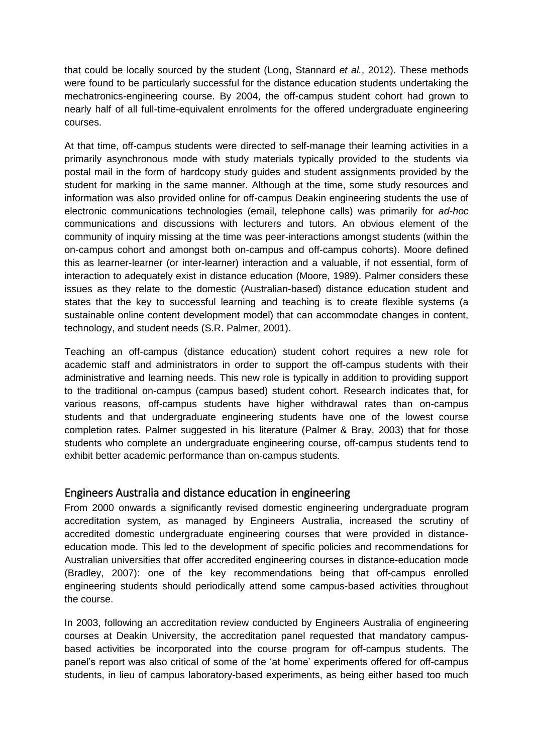that could be locally sourced by the student (Long, Stannard *et al.*, 2012). These methods were found to be particularly successful for the distance education students undertaking the mechatronics-engineering course. By 2004, the off-campus student cohort had grown to nearly half of all full-time-equivalent enrolments for the offered undergraduate engineering courses.

At that time, off-campus students were directed to self-manage their learning activities in a primarily asynchronous mode with study materials typically provided to the students via postal mail in the form of hardcopy study guides and student assignments provided by the student for marking in the same manner. Although at the time, some study resources and information was also provided online for off-campus Deakin engineering students the use of electronic communications technologies (email, telephone calls) was primarily for *ad-hoc* communications and discussions with lecturers and tutors. An obvious element of the community of inquiry missing at the time was peer-interactions amongst students (within the on-campus cohort and amongst both on-campus and off-campus cohorts). Moore defined this as learner-learner (or inter-learner) interaction and a valuable, if not essential, form of interaction to adequately exist in distance education (Moore, 1989). Palmer considers these issues as they relate to the domestic (Australian-based) distance education student and states that the key to successful learning and teaching is to create flexible systems (a sustainable online content development model) that can accommodate changes in content, technology, and student needs (S.R. Palmer, 2001).

Teaching an off-campus (distance education) student cohort requires a new role for academic staff and administrators in order to support the off-campus students with their administrative and learning needs. This new role is typically in addition to providing support to the traditional on-campus (campus based) student cohort. Research indicates that, for various reasons, off-campus students have higher withdrawal rates than on-campus students and that undergraduate engineering students have one of the lowest course completion rates. Palmer suggested in his literature (Palmer & Bray, 2003) that for those students who complete an undergraduate engineering course, off-campus students tend to exhibit better academic performance than on-campus students.

## Engineers Australia and distance education in engineering

From 2000 onwards a significantly revised domestic engineering undergraduate program accreditation system, as managed by Engineers Australia, increased the scrutiny of accredited domestic undergraduate engineering courses that were provided in distance-education mode. This led to the development of specific policies and recommendations for Australian universities that offer accredited engineering courses in distance-education mode (Bradley, 2007): one of the key recommendations being that off-campus enrolled engineering students should periodically attend some campus-based activities throughout the course.

In 2003, following an accreditation review conducted by Engineers Australia of engineering courses at Deakin University, the accreditation panel requested that mandatory campus-based activities be incorporated into the course program for off-campus students. The panel's report was also critical of some of the 'at home' experiments offered for off-campus students, in lieu of campus laboratory-based experiments, as being either based too much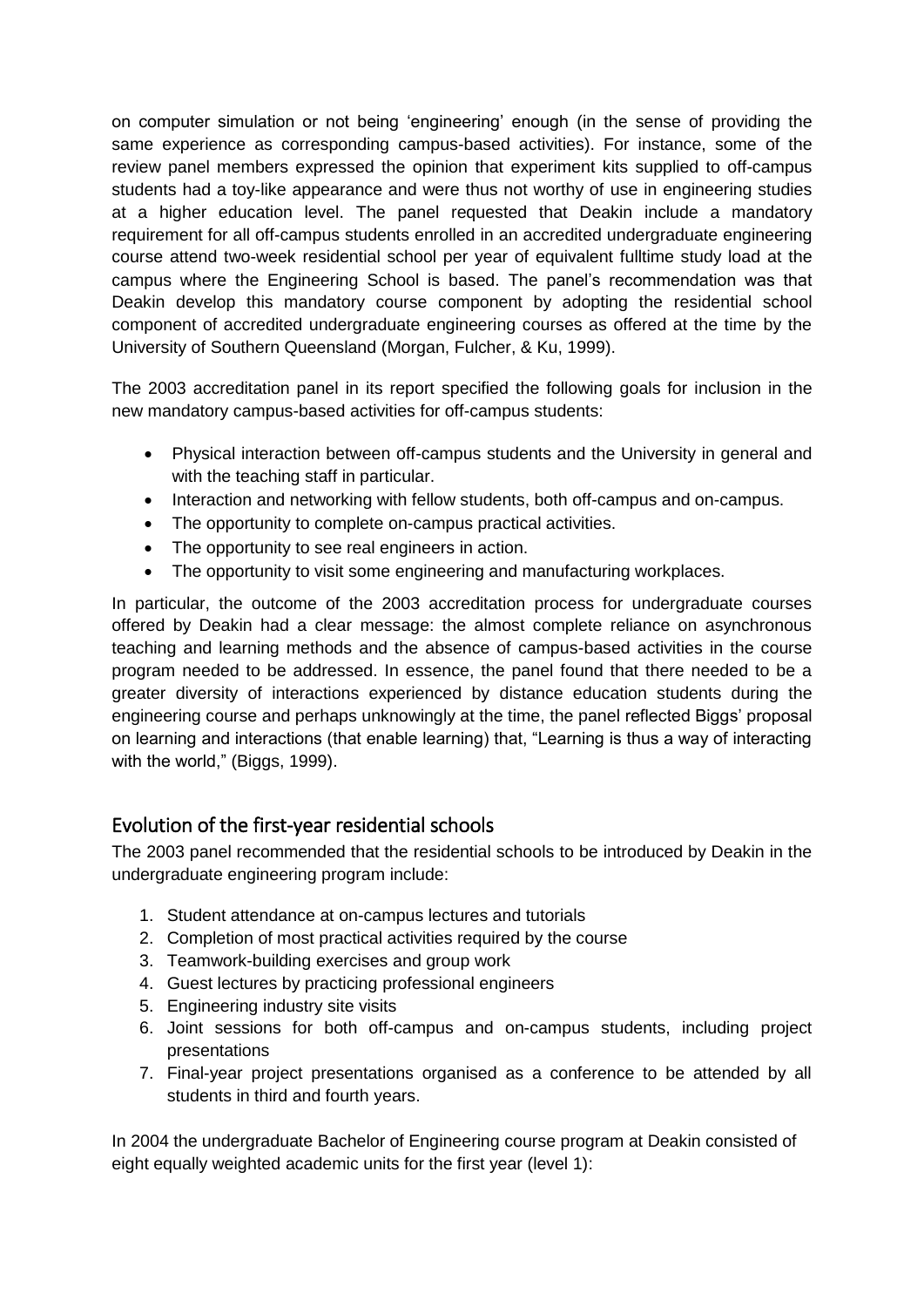on computer simulation or not being 'engineering' enough (in the sense of providing the same experience as corresponding campus-based activities). For instance, some of the review panel members expressed the opinion that experiment kits supplied to off-campus students had a toy-like appearance and were thus not worthy of use in engineering studies at a higher education level. The panel requested that Deakin include a mandatory requirement for all off-campus students enrolled in an accredited undergraduate engineering course attend two-week residential school per year of equivalent fulltime study load at the campus where the Engineering School is based. The panel's recommendation was that Deakin develop this mandatory course component by adopting the residential school component of accredited undergraduate engineering courses as offered at the time by the University of Southern Queensland (Morgan, Fulcher, & Ku, 1999).

The 2003 accreditation panel in its report specified the following goals for inclusion in the new mandatory campus-based activities for off-campus students:

- Physical interaction between off-campus students and the University in general and with the teaching staff in particular.
- Interaction and networking with fellow students, both off-campus and on-campus.
- The opportunity to complete on-campus practical activities.
- The opportunity to see real engineers in action.
- The opportunity to visit some engineering and manufacturing workplaces.

In particular, the outcome of the 2003 accreditation process for undergraduate courses offered by Deakin had a clear message: the almost complete reliance on asynchronous teaching and learning methods and the absence of campus-based activities in the course program needed to be addressed. In essence, the panel found that there needed to be a greater diversity of interactions experienced by distance education students during the engineering course and perhaps unknowingly at the time, the panel reflected Biggs' proposal on learning and interactions (that enable learning) that, "Learning is thus a way of interacting with the world," (Biggs, 1999).

## Evolution of the first-year residential schools

The 2003 panel recommended that the residential schools to be introduced by Deakin in the undergraduate engineering program include:

1. Student attendance at on-campus lectures and tutorials
2. Completion of most practical activities required by the course
3. Teamwork-building exercises and group work
4. Guest lectures by practicing professional engineers
5. Engineering industry site visits
6. Joint sessions for both off-campus and on-campus students, including project presentations
7. Final-year project presentations organised as a conference to be attended by all students in third and fourth years.

In 2004 the undergraduate Bachelor of Engineering course program at Deakin consisted of eight equally weighted academic units for the first year (level 1):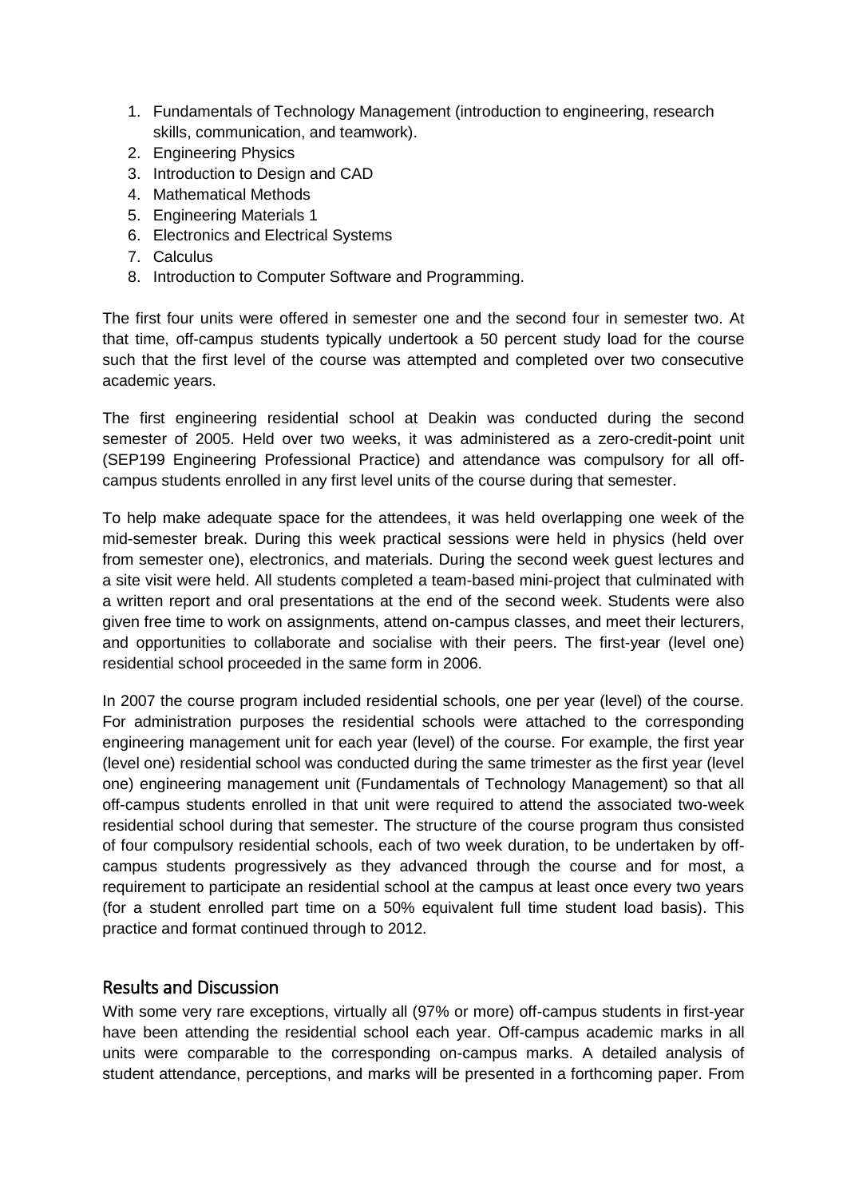1. Fundamentals of Technology Management (introduction to engineering, research skills, communication, and teamwork).
2. Engineering Physics
3. Introduction to Design and CAD
4. Mathematical Methods
5. Engineering Materials 1
6. Electronics and Electrical Systems
7. Calculus
8. Introduction to Computer Software and Programming.

The first four units were offered in semester one and the second four in semester two. At that time, off-campus students typically undertook a 50 percent study load for the course such that the first level of the course was attempted and completed over two consecutive academic years.

The first engineering residential school at Deakin was conducted during the second semester of 2005. Held over two weeks, it was administered as a zero-credit-point unit (SEP199 Engineering Professional Practice) and attendance was compulsory for all off-campus students enrolled in any first level units of the course during that semester.

To help make adequate space for the attendees, it was held overlapping one week of the mid-semester break. During this week practical sessions were held in physics (held over from semester one), electronics, and materials. During the second week guest lectures and a site visit were held. All students completed a team-based mini-project that culminated with a written report and oral presentations at the end of the second week. Students were also given free time to work on assignments, attend on-campus classes, and meet their lecturers, and opportunities to collaborate and socialise with their peers. The first-year (level one) residential school proceeded in the same form in 2006.

In 2007 the course program included residential schools, one per year (level) of the course. For administration purposes the residential schools were attached to the corresponding engineering management unit for each year (level) of the course. For example, the first year (level one) residential school was conducted during the same trimester as the first year (level one) engineering management unit (Fundamentals of Technology Management) so that all off-campus students enrolled in that unit were required to attend the associated two-week residential school during that semester. The structure of the course program thus consisted of four compulsory residential schools, each of two week duration, to be undertaken by off-campus students progressively as they advanced through the course and for most, a requirement to participate an residential school at the campus at least once every two years (for a student enrolled part time on a 50% equivalent full time student load basis). This practice and format continued through to 2012.

## Results and Discussion

With some very rare exceptions, virtually all (97% or more) off-campus students in first-year have been attending the residential school each year. Off-campus academic marks in all units were comparable to the corresponding on-campus marks. A detailed analysis of student attendance, perceptions, and marks will be presented in a forthcoming paper. From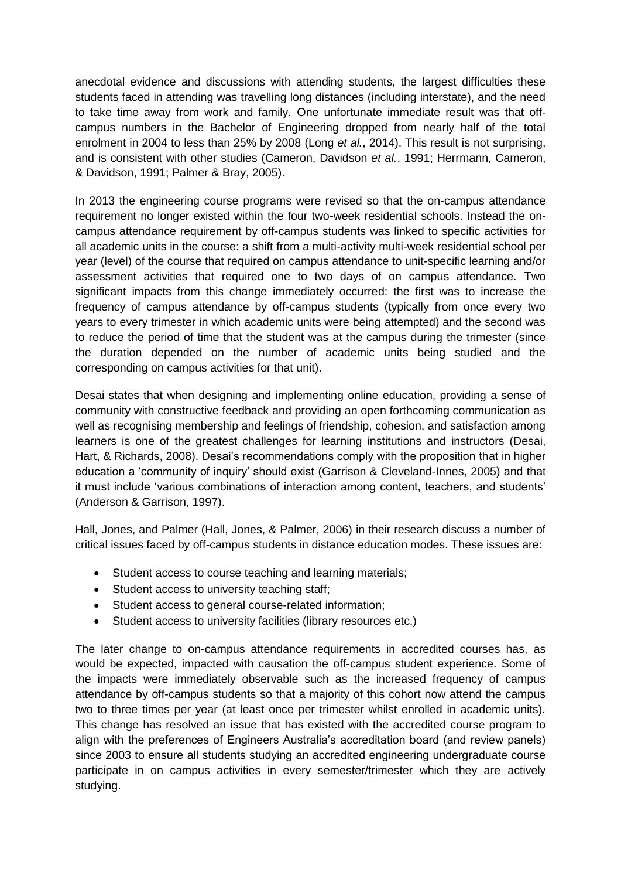anecdotal evidence and discussions with attending students, the largest difficulties these students faced in attending was travelling long distances (including interstate), and the need to take time away from work and family. One unfortunate immediate result was that off-campus numbers in the Bachelor of Engineering dropped from nearly half of the total enrolment in 2004 to less than 25% by 2008 (Long *et al.*, 2014). This result is not surprising, and is consistent with other studies (Cameron, Davidson *et al.*, 1991; Herrmann, Cameron, & Davidson, 1991; Palmer & Bray, 2005).

In 2013 the engineering course programs were revised so that the on-campus attendance requirement no longer existed within the four two-week residential schools. Instead the on-campus attendance requirement by off-campus students was linked to specific activities for all academic units in the course: a shift from a multi-activity multi-week residential school per year (level) of the course that required on campus attendance to unit-specific learning and/or assessment activities that required one to two days of on campus attendance. Two significant impacts from this change immediately occurred: the first was to increase the frequency of campus attendance by off-campus students (typically from once every two years to every trimester in which academic units were being attempted) and the second was to reduce the period of time that the student was at the campus during the trimester (since the duration depended on the number of academic units being studied and the corresponding on campus activities for that unit).

Desai states that when designing and implementing online education, providing a sense of community with constructive feedback and providing an open forthcoming communication as well as recognising membership and feelings of friendship, cohesion, and satisfaction among learners is one of the greatest challenges for learning institutions and instructors (Desai, Hart, & Richards, 2008). Desai's recommendations comply with the proposition that in higher education a 'community of inquiry' should exist (Garrison & Cleveland-Innes, 2005) and that it must include 'various combinations of interaction among content, teachers, and students' (Anderson & Garrison, 1997).

Hall, Jones, and Palmer (Hall, Jones, & Palmer, 2006) in their research discuss a number of critical issues faced by off-campus students in distance education modes. These issues are:

- Student access to course teaching and learning materials;
- Student access to university teaching staff;
- Student access to general course-related information;
- Student access to university facilities (library resources etc.)

The later change to on-campus attendance requirements in accredited courses has, as would be expected, impacted with causation the off-campus student experience. Some of the impacts were immediately observable such as the increased frequency of campus attendance by off-campus students so that a majority of this cohort now attend the campus two to three times per year (at least once per trimester whilst enrolled in academic units). This change has resolved an issue that has existed with the accredited course program to align with the preferences of Engineers Australia's accreditation board (and review panels) since 2003 to ensure all students studying an accredited engineering undergraduate course participate in on campus activities in every semester/trimester which they are actively studying.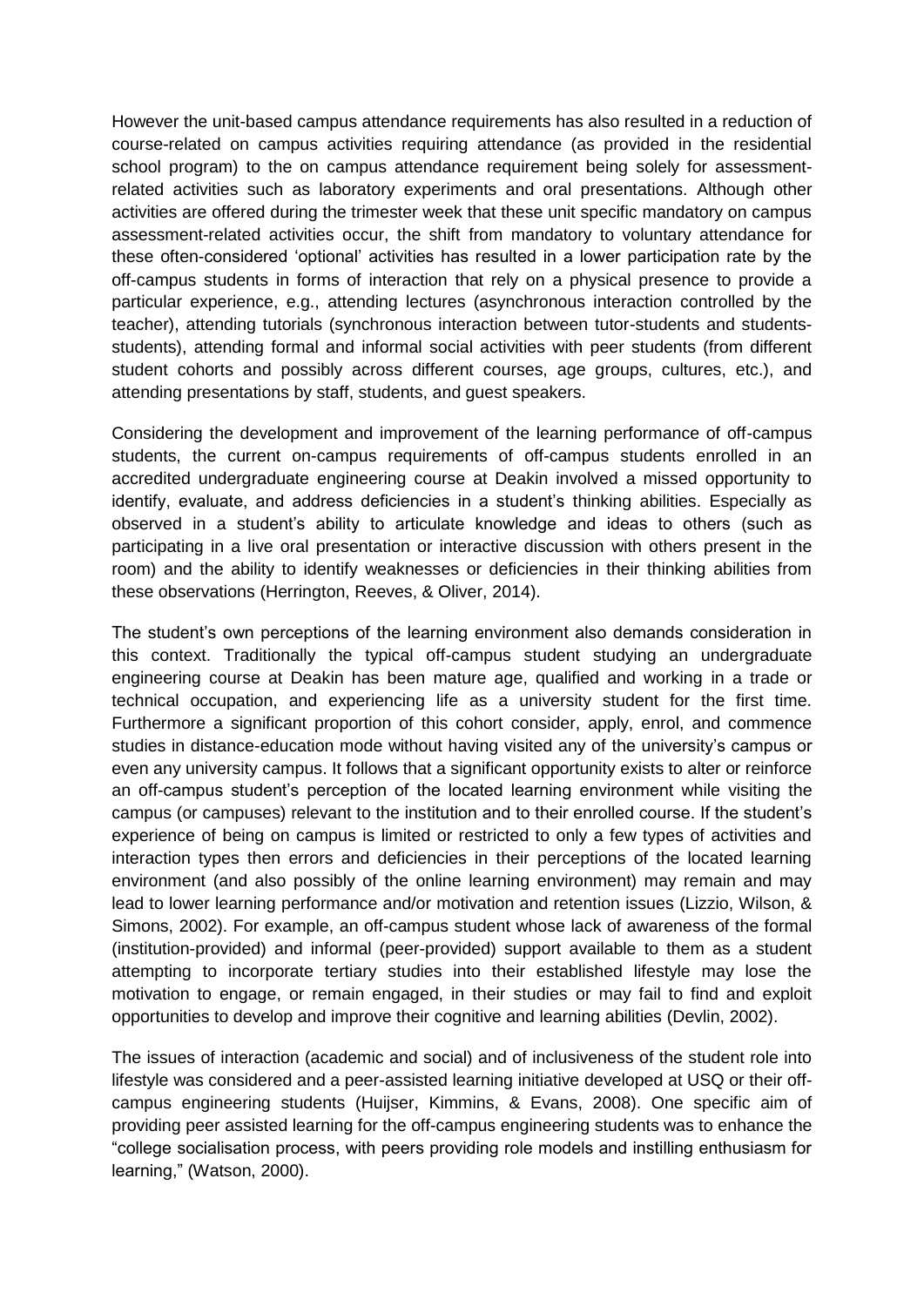However the unit-based campus attendance requirements has also resulted in a reduction of course-related on campus activities requiring attendance (as provided in the residential school program) to the on campus attendance requirement being solely for assessment-related activities such as laboratory experiments and oral presentations. Although other activities are offered during the trimester week that these unit specific mandatory on campus assessment-related activities occur, the shift from mandatory to voluntary attendance for these often-considered 'optional' activities has resulted in a lower participation rate by the off-campus students in forms of interaction that rely on a physical presence to provide a particular experience, e.g., attending lectures (asynchronous interaction controlled by the teacher), attending tutorials (synchronous interaction between tutor-students and students-students), attending formal and informal social activities with peer students (from different student cohorts and possibly across different courses, age groups, cultures, etc.), and attending presentations by staff, students, and guest speakers.

Considering the development and improvement of the learning performance of off-campus students, the current on-campus requirements of off-campus students enrolled in an accredited undergraduate engineering course at Deakin involved a missed opportunity to identify, evaluate, and address deficiencies in a student's thinking abilities. Especially as observed in a student's ability to articulate knowledge and ideas to others (such as participating in a live oral presentation or interactive discussion with others present in the room) and the ability to identify weaknesses or deficiencies in their thinking abilities from these observations (Herrington, Reeves, & Oliver, 2014).

The student's own perceptions of the learning environment also demands consideration in this context. Traditionally the typical off-campus student studying an undergraduate engineering course at Deakin has been mature age, qualified and working in a trade or technical occupation, and experiencing life as a university student for the first time. Furthermore a significant proportion of this cohort consider, apply, enrol, and commence studies in distance-education mode without having visited any of the university's campus or even any university campus. It follows that a significant opportunity exists to alter or reinforce an off-campus student's perception of the located learning environment while visiting the campus (or campuses) relevant to the institution and to their enrolled course. If the student's experience of being on campus is limited or restricted to only a few types of activities and interaction types then errors and deficiencies in their perceptions of the located learning environment (and also possibly of the online learning environment) may remain and may lead to lower learning performance and/or motivation and retention issues (Lizzio, Wilson, & Simons, 2002). For example, an off-campus student whose lack of awareness of the formal (institution-provided) and informal (peer-provided) support available to them as a student attempting to incorporate tertiary studies into their established lifestyle may lose the motivation to engage, or remain engaged, in their studies or may fail to find and exploit opportunities to develop and improve their cognitive and learning abilities (Devlin, 2002).

The issues of interaction (academic and social) and of inclusiveness of the student role into lifestyle was considered and a peer-assisted learning initiative developed at USQ or their off-campus engineering students (Huijser, Kimmins, & Evans, 2008). One specific aim of providing peer assisted learning for the off-campus engineering students was to enhance the "college socialisation process, with peers providing role models and instilling enthusiasm for learning," (Watson, 2000).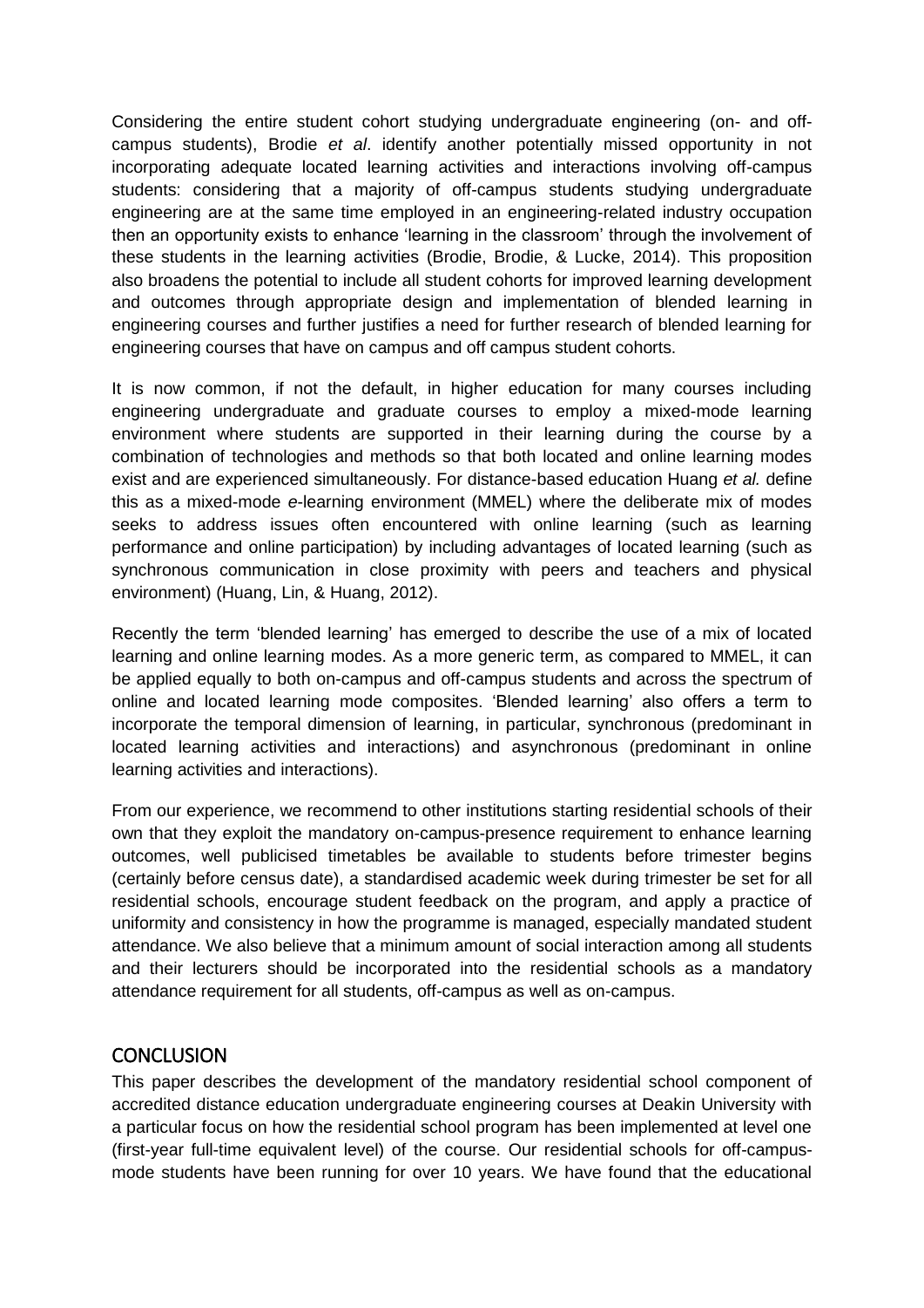Considering the entire student cohort studying undergraduate engineering (on- and off-campus students), Brodie *et al*. identify another potentially missed opportunity in not incorporating adequate located learning activities and interactions involving off-campus students: considering that a majority of off-campus students studying undergraduate engineering are at the same time employed in an engineering-related industry occupation then an opportunity exists to enhance 'learning in the classroom' through the involvement of these students in the learning activities (Brodie, Brodie, & Lucke, 2014). This proposition also broadens the potential to include all student cohorts for improved learning development and outcomes through appropriate design and implementation of blended learning in engineering courses and further justifies a need for further research of blended learning for engineering courses that have on campus and off campus student cohorts.

It is now common, if not the default, in higher education for many courses including engineering undergraduate and graduate courses to employ a mixed-mode learning environment where students are supported in their learning during the course by a combination of technologies and methods so that both located and online learning modes exist and are experienced simultaneously. For distance-based education Huang *et al.* define this as a mixed-mode *e*-learning environment (MMEL) where the deliberate mix of modes seeks to address issues often encountered with online learning (such as learning performance and online participation) by including advantages of located learning (such as synchronous communication in close proximity with peers and teachers and physical environment) (Huang, Lin, & Huang, 2012).

Recently the term 'blended learning' has emerged to describe the use of a mix of located learning and online learning modes. As a more generic term, as compared to MMEL, it can be applied equally to both on-campus and off-campus students and across the spectrum of online and located learning mode composites. 'Blended learning' also offers a term to incorporate the temporal dimension of learning, in particular, synchronous (predominant in located learning activities and interactions) and asynchronous (predominant in online learning activities and interactions).

From our experience, we recommend to other institutions starting residential schools of their own that they exploit the mandatory on-campus-presence requirement to enhance learning outcomes, well publicised timetables be available to students before trimester begins (certainly before census date), a standardised academic week during trimester be set for all residential schools, encourage student feedback on the program, and apply a practice of uniformity and consistency in how the programme is managed, especially mandated student attendance. We also believe that a minimum amount of social interaction among all students and their lecturers should be incorporated into the residential schools as a mandatory attendance requirement for all students, off-campus as well as on-campus.

## CONCLUSION

This paper describes the development of the mandatory residential school component of accredited distance education undergraduate engineering courses at Deakin University with a particular focus on how the residential school program has been implemented at level one (first-year full-time equivalent level) of the course. Our residential schools for off-campus-mode students have been running for over 10 years. We have found that the educational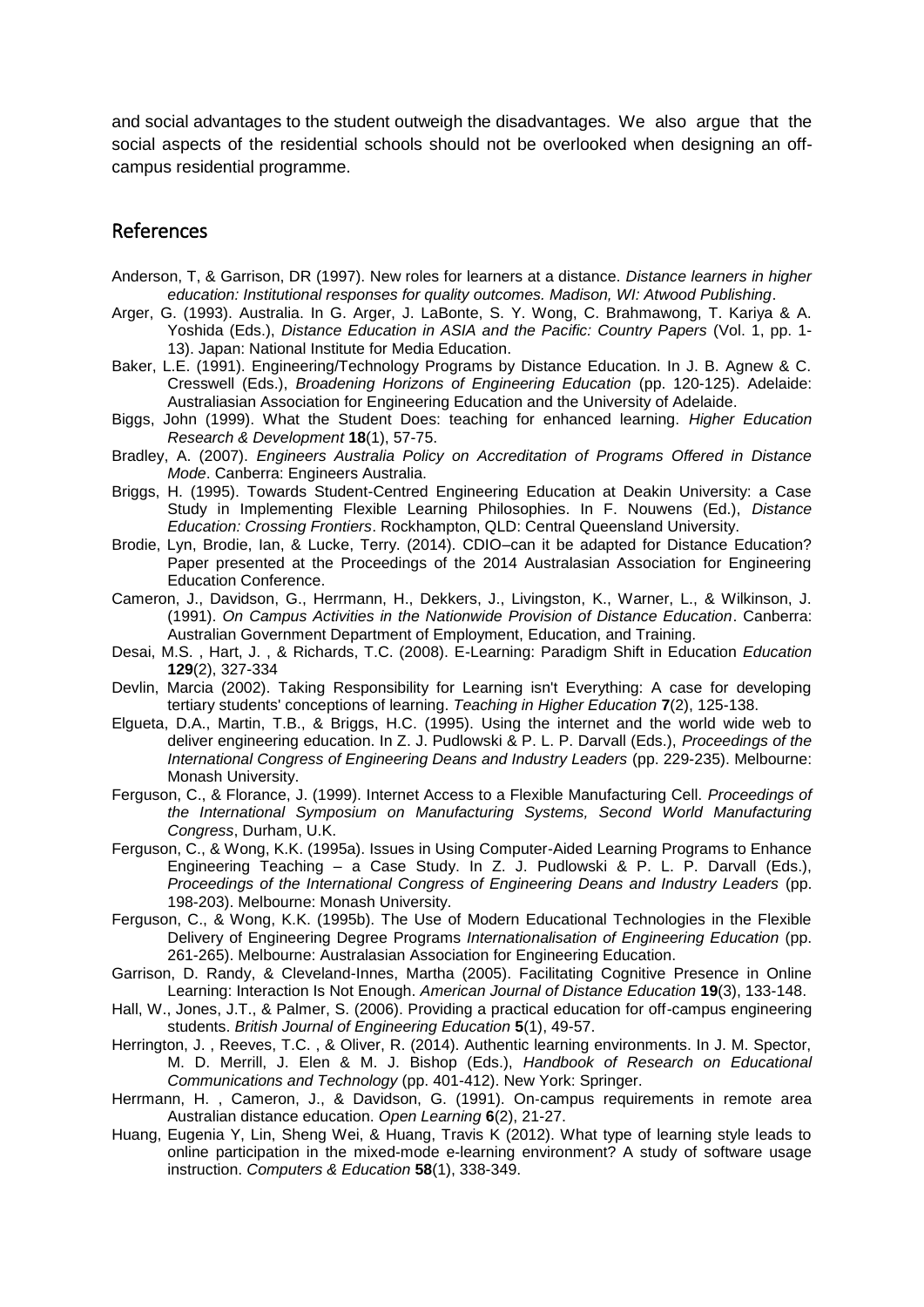and social advantages to the student outweigh the disadvantages. We also argue that the social aspects of the residential schools should not be overlooked when designing an off-campus residential programme.

## References

Anderson, T, & Garrison, DR (1997). New roles for learners at a distance. *Distance learners in higher education: Institutional responses for quality outcomes. Madison, WI: Atwood Publishing*.

Arger, G. (1993). Australia. In G. Arger, J. LaBonte, S. Y. Wong, C. Brahmawong, T. Kariya & A. Yoshida (Eds.), *Distance Education in ASIA and the Pacific: Country Papers* (Vol. 1, pp. 1-13). Japan: National Institute for Media Education.

Baker, L.E. (1991). Engineering/Technology Programs by Distance Education. In J. B. Agnew & C. Cresswell (Eds.), *Broadening Horizons of Engineering Education* (pp. 120-125). Adelaide: Australiasian Association for Engineering Education and the University of Adelaide.

Biggs, John (1999). What the Student Does: teaching for enhanced learning. *Higher Education Research & Development* **18**(1), 57-75.

Bradley, A. (2007). *Engineers Australia Policy on Accreditation of Programs Offered in Distance Mode*. Canberra: Engineers Australia.

Briggs, H. (1995). Towards Student-Centred Engineering Education at Deakin University: a Case Study in Implementing Flexible Learning Philosophies. In F. Nouwens (Ed.), *Distance Education: Crossing Frontiers*. Rockhampton, QLD: Central Queensland University.

Brodie, Lyn, Brodie, Ian, & Lucke, Terry. (2014). CDIO–can it be adapted for Distance Education? Paper presented at the Proceedings of the 2014 Australasian Association for Engineering Education Conference.

Cameron, J., Davidson, G., Herrmann, H., Dekkers, J., Livingston, K., Warner, L., & Wilkinson, J. (1991). *On Campus Activities in the Nationwide Provision of Distance Education*. Canberra: Australian Government Department of Employment, Education, and Training.

Desai, M.S. , Hart, J. , & Richards, T.C. (2008). E-Learning: Paradigm Shift in Education *Education* **129**(2), 327-334

Devlin, Marcia (2002). Taking Responsibility for Learning isn't Everything: A case for developing tertiary students' conceptions of learning. *Teaching in Higher Education* **7**(2), 125-138.

Elgueta, D.A., Martin, T.B., & Briggs, H.C. (1995). Using the internet and the world wide web to deliver engineering education. In Z. J. Pudlowski & P. L. P. Darvall (Eds.), *Proceedings of the International Congress of Engineering Deans and Industry Leaders* (pp. 229-235). Melbourne: Monash University.

Ferguson, C., & Florance, J. (1999). Internet Access to a Flexible Manufacturing Cell. *Proceedings of the International Symposium on Manufacturing Systems, Second World Manufacturing Congress*, Durham, U.K.

Ferguson, C., & Wong, K.K. (1995a). Issues in Using Computer-Aided Learning Programs to Enhance Engineering Teaching – a Case Study. In Z. J. Pudlowski & P. L. P. Darvall (Eds.), *Proceedings of the International Congress of Engineering Deans and Industry Leaders* (pp. 198-203). Melbourne: Monash University.

Ferguson, C., & Wong, K.K. (1995b). The Use of Modern Educational Technologies in the Flexible Delivery of Engineering Degree Programs *Internationalisation of Engineering Education* (pp. 261-265). Melbourne: Australasian Association for Engineering Education.

Garrison, D. Randy, & Cleveland-Innes, Martha (2005). Facilitating Cognitive Presence in Online Learning: Interaction Is Not Enough. *American Journal of Distance Education* **19**(3), 133-148.

Hall, W., Jones, J.T., & Palmer, S. (2006). Providing a practical education for off-campus engineering students. *British Journal of Engineering Education* **5**(1), 49-57.

Herrington, J. , Reeves, T.C. , & Oliver, R. (2014). Authentic learning environments. In J. M. Spector, M. D. Merrill, J. Elen & M. J. Bishop (Eds.), *Handbook of Research on Educational Communications and Technology* (pp. 401-412). New York: Springer.

Herrmann, H. , Cameron, J., & Davidson, G. (1991). On-campus requirements in remote area Australian distance education. *Open Learning* **6**(2), 21-27.

Huang, Eugenia Y, Lin, Sheng Wei, & Huang, Travis K (2012). What type of learning style leads to online participation in the mixed-mode e-learning environment? A study of software usage instruction. *Computers & Education* **58**(1), 338-349.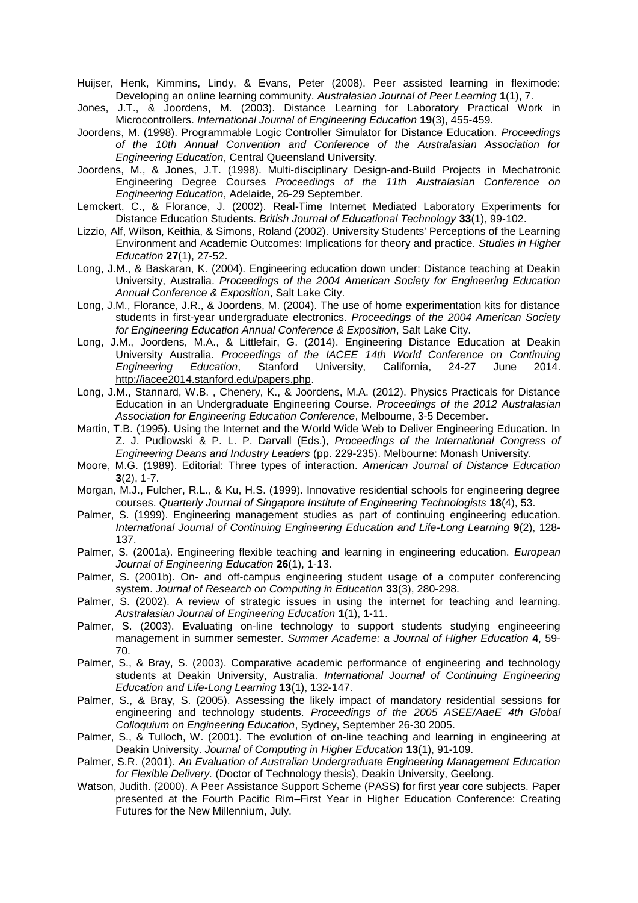Huijser, Henk, Kimmins, Lindy, & Evans, Peter (2008). Peer assisted learning in fleximode: Developing an online learning community. *Australasian Journal of Peer Learning* **1**(1), 7.

Jones, J.T., & Joordens, M. (2003). Distance Learning for Laboratory Practical Work in Microcontrollers. *International Journal of Engineering Education* **19**(3), 455-459.

Joordens, M. (1998). Programmable Logic Controller Simulator for Distance Education. *Proceedings of the 10th Annual Convention and Conference of the Australasian Association for Engineering Education*, Central Queensland University.

Joordens, M., & Jones, J.T. (1998). Multi-disciplinary Design-and-Build Projects in Mechatronic Engineering Degree Courses *Proceedings of the 11th Australasian Conference on Engineering Education*, Adelaide, 26-29 September.

Lemckert, C., & Florance, J. (2002). Real-Time Internet Mediated Laboratory Experiments for Distance Education Students. *British Journal of Educational Technology* **33**(1), 99-102.

Lizzio, Alf, Wilson, Keithia, & Simons, Roland (2002). University Students' Perceptions of the Learning Environment and Academic Outcomes: Implications for theory and practice. *Studies in Higher Education* **27**(1), 27-52.

Long, J.M., & Baskaran, K. (2004). Engineering education down under: Distance teaching at Deakin University, Australia. *Proceedings of the 2004 American Society for Engineering Education Annual Conference & Exposition*, Salt Lake City.

Long, J.M., Florance, J.R., & Joordens, M. (2004). The use of home experimentation kits for distance students in first-year undergraduate electronics. *Proceedings of the 2004 American Society for Engineering Education Annual Conference & Exposition*, Salt Lake City.

Long, J.M., Joordens, M.A., & Littlefair, G. (2014). Engineering Distance Education at Deakin University Australia. *Proceedings of the IACEE 14th World Conference on Continuing Engineering Education*, Stanford University, California, 24-27 June 2014. http://iacee2014.stanford.edu/papers.php.

Long, J.M., Stannard, W.B. , Chenery, K., & Joordens, M.A. (2012). Physics Practicals for Distance Education in an Undergraduate Engineering Course. *Proceedings of the 2012 Australasian Association for Engineering Education Conference*, Melbourne, 3-5 December.

Martin, T.B. (1995). Using the Internet and the World Wide Web to Deliver Engineering Education. In Z. J. Pudlowski & P. L. P. Darvall (Eds.), *Proceedings of the International Congress of Engineering Deans and Industry Leaders* (pp. 229-235). Melbourne: Monash University.

Moore, M.G. (1989). Editorial: Three types of interaction. *American Journal of Distance Education* **3**(2), 1-7.

Morgan, M.J., Fulcher, R.L., & Ku, H.S. (1999). Innovative residential schools for engineering degree courses. *Quarterly Journal of Singapore Institute of Engineering Technologists* **18**(4), 53.

Palmer, S. (1999). Engineering management studies as part of continuing engineering education. *International Journal of Continuing Engineering Education and Life-Long Learning* **9**(2), 128-137.

Palmer, S. (2001a). Engineering flexible teaching and learning in engineering education. *European Journal of Engineering Education* **26**(1), 1-13.

Palmer, S. (2001b). On- and off-campus engineering student usage of a computer conferencing system. *Journal of Research on Computing in Education* **33**(3), 280-298.

Palmer, S. (2002). A review of strategic issues in using the internet for teaching and learning. *Australasian Journal of Engineering Education* **1**(1), 1-11.

Palmer, S. (2003). Evaluating on-line technology to support students studying engineeering management in summer semester. *Summer Academe: a Journal of Higher Education* **4**, 59-70.

Palmer, S., & Bray, S. (2003). Comparative academic performance of engineering and technology students at Deakin University, Australia. *International Journal of Continuing Engineering Education and Life-Long Learning* **13**(1), 132-147.

Palmer, S., & Bray, S. (2005). Assessing the likely impact of mandatory residential sessions for engineering and technology students. *Proceedings of the 2005 ASEE/AaeE 4th Global Colloquium on Engineering Education*, Sydney, September 26-30 2005.

Palmer, S., & Tulloch, W. (2001). The evolution of on-line teaching and learning in engineering at Deakin University. *Journal of Computing in Higher Education* **13**(1), 91-109.

Palmer, S.R. (2001). *An Evaluation of Australian Undergraduate Engineering Management Education for Flexible Delivery.* (Doctor of Technology thesis), Deakin University, Geelong.

Watson, Judith. (2000). A Peer Assistance Support Scheme (PASS) for first year core subjects. Paper presented at the Fourth Pacific Rim–First Year in Higher Education Conference: Creating Futures for the New Millennium, July.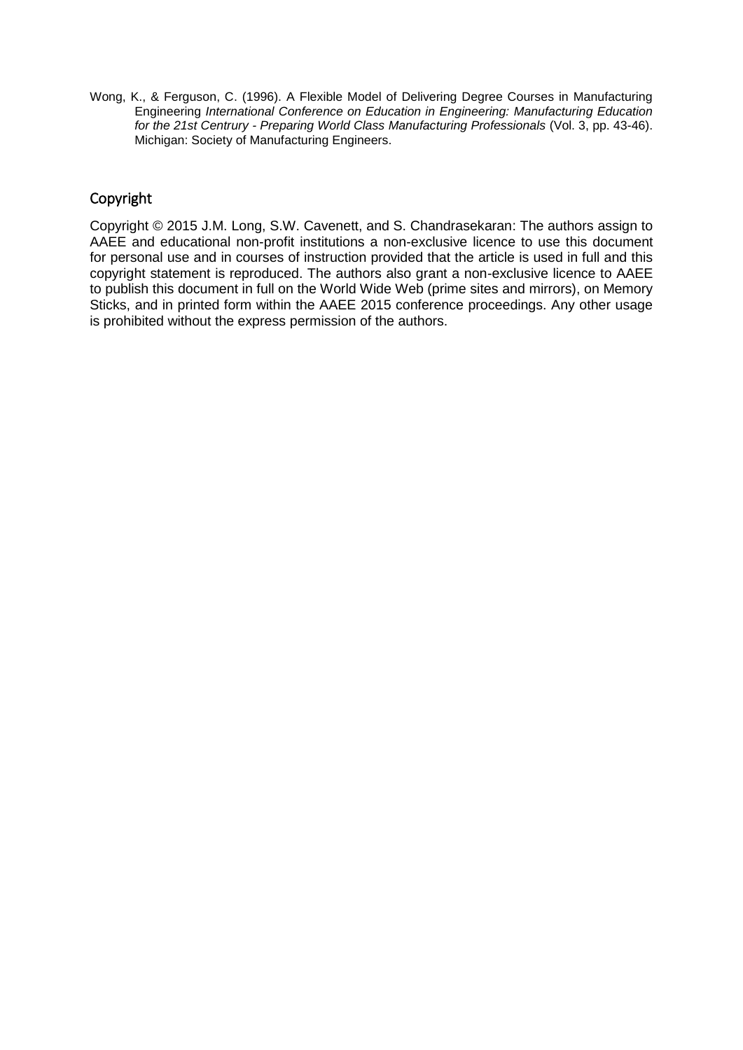Wong, K., & Ferguson, C. (1996). A Flexible Model of Delivering Degree Courses in Manufacturing Engineering *International Conference on Education in Engineering: Manufacturing Education for the 21st Centrury - Preparing World Class Manufacturing Professionals* (Vol. 3, pp. 43-46). Michigan: Society of Manufacturing Engineers.

## Copyright

Copyright © 2015 J.M. Long, S.W. Cavenett, and S. Chandrasekaran: The authors assign to AAEE and educational non-profit institutions a non-exclusive licence to use this document for personal use and in courses of instruction provided that the article is used in full and this copyright statement is reproduced. The authors also grant a non-exclusive licence to AAEE to publish this document in full on the World Wide Web (prime sites and mirrors), on Memory Sticks, and in printed form within the AAEE 2015 conference proceedings. Any other usage is prohibited without the express permission of the authors.